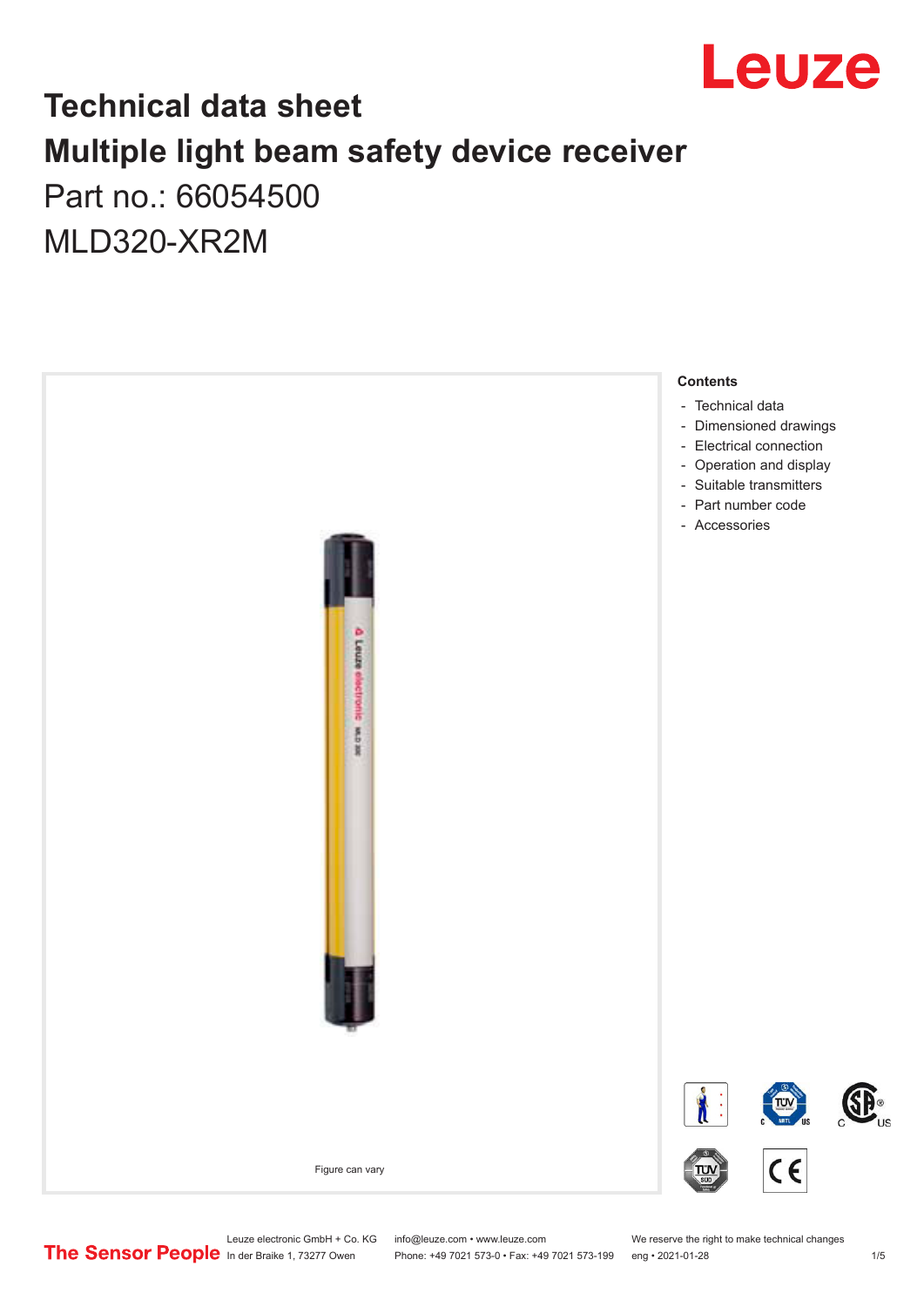Leuze

# Technical data sheet

# Multiple light beam safety device receiver

Part no.: 66054500

MLD320-XR2M

Figure can vary

**Contents**

- Technical data
- Dimensioned drawings
- Electrical connection
- Operation and display
- Suitable transmitters
- Part number code
- Accessories

The Sensor People

Leuze electronic GmbH + Co. KG
In der Braike 1, 73277 Owen

info@leuze.com • www.leuze.com
Phone: +49 7021 573-0 • Fax: +49 7021 573-199

We reserve the right to make technical changes
eng • 2021-01-28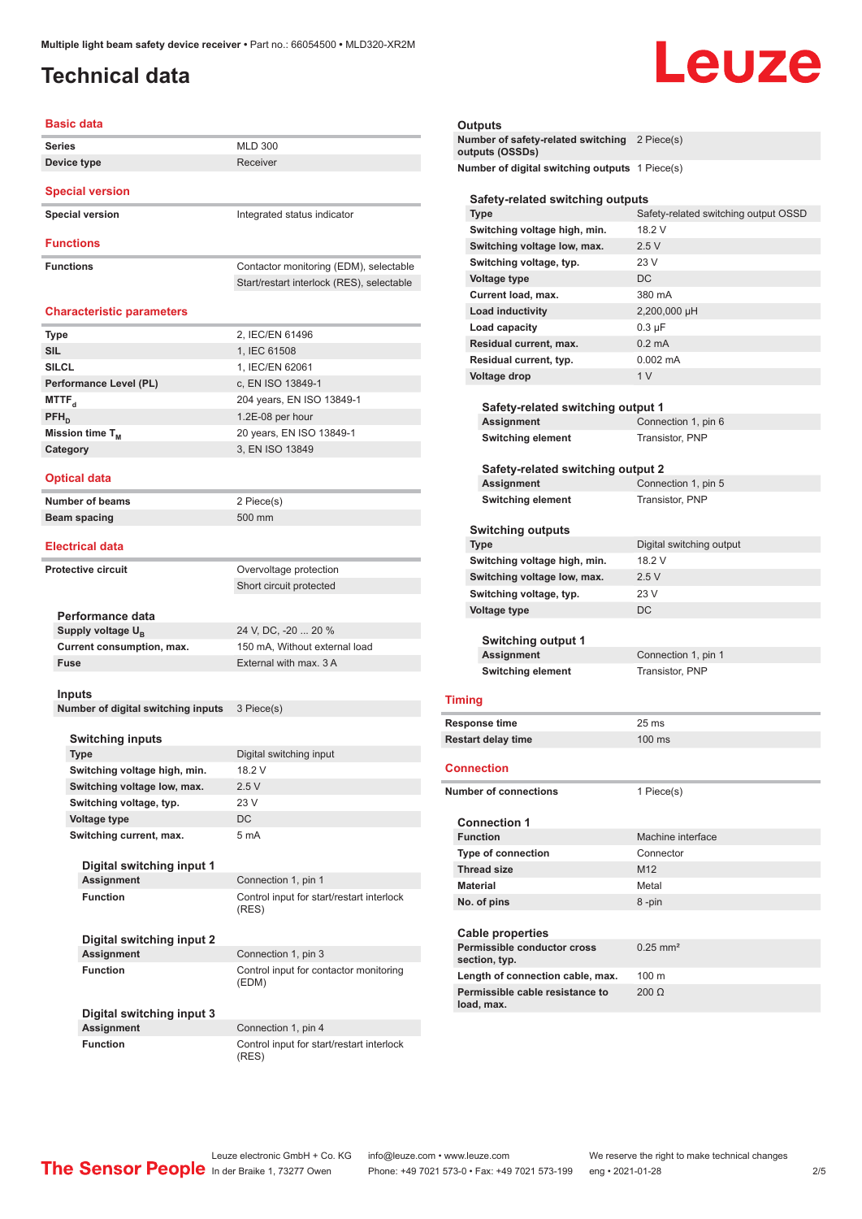Multiple light beam safety device receiver • Part no.: 66054500 • MLD320-XR2M

# Technical data

## Basic data

| | |
|---|---|
| Series | MLD 300 |
| Device type | Receiver |

## Special version

| | |
|---|---|
| Special version | Integrated status indicator |

## Functions

| | |
|---|---|
| Functions | Contactor monitoring (EDM), selectable |
| | Start/restart interlock (RES), selectable |

## Characteristic parameters

| | |
|---|---|
| Type | 2, IEC/EN 61496 |
| SIL | 1, IEC 61508 |
| SILCL | 1, IEC/EN 62061 |
| Performance Level (PL) | c, EN ISO 13849-1 |
| $MTTF_d$ | 204 years, EN ISO 13849-1 |
| $PFH_D$ | 1.2E-08 per hour |
| Mission time $T_M$ | 20 years, EN ISO 13849-1 |
| Category | 3, EN ISO 13849 |

## Optical data

| | |
|---|---|
| Number of beams | 2 Piece(s) |
| Beam spacing | 500 mm |

## Electrical data

| | |
|---|---|
| Protective circuit | Overvoltage protection |
| | Short circuit protected |

### Performance data

| | |
|---|---|
| Supply voltage $U_B$ | 24 V, DC, -20 ... 20 % |
| Current consumption, max. | 150 mA, Without external load |
| Fuse | External with max. 3 A |

### Inputs

| | |
|---|---|
| Number of digital switching inputs | 3 Piece(s) |

#### Switching inputs

| | |
|---|---|
| Type | Digital switching input |
| Switching voltage high, min. | 18.2 V |
| Switching voltage low, max. | 2.5 V |
| Switching voltage, typ. | 23 V |
| Voltage type | DC |
| Switching current, max. | 5 mA |

##### Digital switching input 1

| | |
|---|---|
| Assignment | Connection 1, pin 1 |
| Function | Control input for start/restart interlock (RES) |

##### Digital switching input 2

| | |
|---|---|
| Assignment | Connection 1, pin 3 |
| Function | Control input for contactor monitoring (EDM) |

##### Digital switching input 3

| | |
|---|---|
| Assignment | Connection 1, pin 4 |
| Function | Control input for start/restart interlock (RES) |

### Outputs

| | |
|---|---|
| Number of safety-related switching outputs (OSSDs) | 2 Piece(s) |
| Number of digital switching outputs | 1 Piece(s) |

#### Safety-related switching outputs

| | |
|---|---|
| Type | Safety-related switching output OSSD |
| Switching voltage high, min. | 18.2 V |
| Switching voltage low, max. | 2.5 V |
| Switching voltage, typ. | 23 V |
| Voltage type | DC |
| Current load, max. | 380 mA |
| Load inductivity | 2,200,000 µH |
| Load capacity | 0.3 µF |
| Residual current, max. | 0.2 mA |
| Residual current, typ. | 0.002 mA |
| Voltage drop | 1 V |

##### Safety-related switching output 1

| | |
|---|---|
| Assignment | Connection 1, pin 6 |
| Switching element | Transistor, PNP |

##### Safety-related switching output 2

| | |
|---|---|
| Assignment | Connection 1, pin 5 |
| Switching element | Transistor, PNP |

#### Switching outputs

| | |
|---|---|
| Type | Digital switching output |
| Switching voltage high, min. | 18.2 V |
| Switching voltage low, max. | 2.5 V |
| Switching voltage, typ. | 23 V |
| Voltage type | DC |

##### Switching output 1

| | |
|---|---|
| Assignment | Connection 1, pin 1 |
| Switching element | Transistor, PNP |

## Timing

| | |
|---|---|
| Response time | 25 ms |
| Restart delay time | 100 ms |

## Connection

| | |
|---|---|
| Number of connections | 1 Piece(s) |

### Connection 1

| | |
|---|---|
| Function | Machine interface |
| Type of connection | Connector |
| Thread size | M12 |
| Material | Metal |
| No. of pins | 8 -pin |

### Cable properties

| | |
|---|---|
| Permissible conductor cross section, typ. | 0.25 mm² |
| Length of connection cable, max. | 100 m |
| Permissible cable resistance to load, max. | 200 Ω |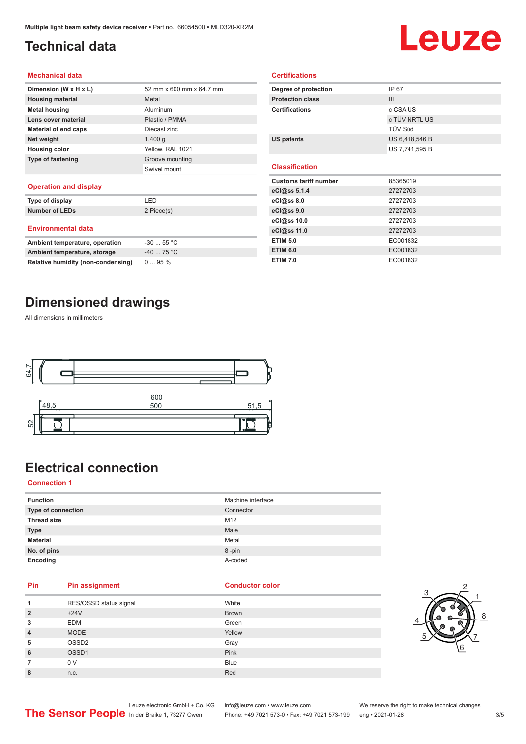# Technical data

## Mechanical data

| | |
|---|---|
| **Dimension (W x H x L)** | 52 mm x 600 mm x 64.7 mm |
| **Housing material** | Metal |
| **Metal housing** | Aluminum |
| **Lens cover material** | Plastic / PMMA |
| **Material of end caps** | Diecast zinc |
| **Net weight** | 1,400 g |
| **Housing color** | Yellow, RAL 1021 |
| **Type of fastening** | Groove mounting |
| | Swivel mount |

## Operation and display

| | |
|---|---|
| **Type of display** | LED |
| **Number of LEDs** | 2 Piece(s) |

## Environmental data

| | |
|---|---|
| **Ambient temperature, operation** | -30 ... 55 °C |
| **Ambient temperature, storage** | -40 ... 75 °C |
| **Relative humidity (non-condensing)** | 0 ... 95 % |

## Certifications

| | |
|---|---|
| **Degree of protection** | IP 67 |
| **Protection class** | III |
| **Certifications** | c CSA US |
| | c TÜV NRTL US |
| | TÜV Süd |
| **US patents** | US 6,418,546 B |
| | US 7,741,595 B |

## Classification

| | |
|---|---|
| **Customs tariff number** | 85365019 |
| **eCl@ss 5.1.4** | 27272703 |
| **eCl@ss 8.0** | 27272703 |
| **eCl@ss 9.0** | 27272703 |
| **eCl@ss 10.0** | 27272703 |
| **eCl@ss 11.0** | 27272703 |
| **ETIM 5.0** | EC001832 |
| **ETIM 6.0** | EC001832 |
| **ETIM 7.0** | EC001832 |

# Dimensioned drawings

All dimensions in millimeters

# Electrical connection

## Connection 1

| | |
|---|---|
| **Function** | Machine interface |
| **Type of connection** | Connector |
| **Thread size** | M12 |
| **Type** | Male |
| **Material** | Metal |
| **No. of pins** | 8 -pin |
| **Encoding** | A-coded |

| Pin | Pin assignment | Conductor color |
|---|---|---|
| **1** | RES/OSSD status signal | White |
| **2** | +24V | Brown |
| **3** | EDM | Green |
| **4** | MODE | Yellow |
| **5** | OSSD2 | Gray |
| **6** | OSSD1 | Pink |
| **7** | 0 V | Blue |
| **8** | n.c. | Red |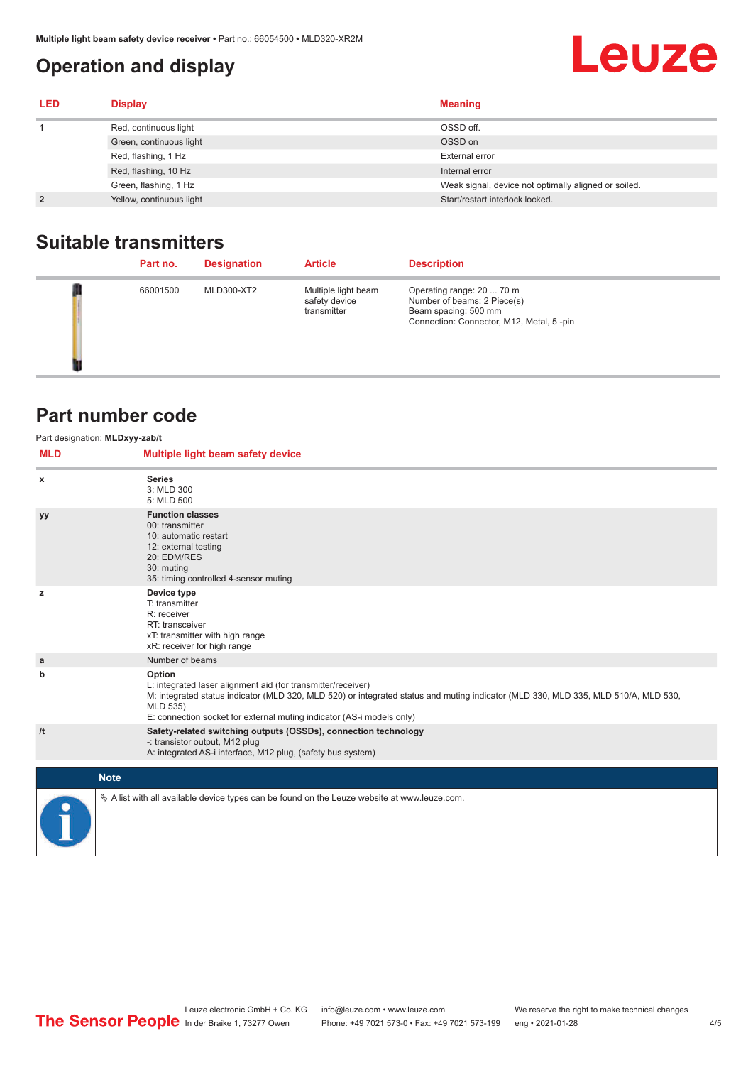## Operation and display

| LED | Display | Meaning |
|---|---|---|
| 1 | Red, continuous light | OSSD off. |
| | Green, continuous light | OSSD on |
| | Red, flashing, 1 Hz | External error |
| | Red, flashing, 10 Hz | Internal error |
| | Green, flashing, 1 Hz | Weak signal, device not optimally aligned or soiled. |
| 2 | Yellow, continuous light | Start/restart interlock locked. |

## Suitable transmitters

| | Part no. | Designation | Article | Description |
|---|---|---|---|---|
| | 66001500 | MLD300-XT2 | Multiple light beam safety device transmitter | Operating range: 20 ... 70 m<br>Number of beams: 2 Piece(s)<br>Beam spacing: 500 mm<br>Connection: Connector, M12, Metal, 5 -pin |

## Part number code

Part designation: **MLDxyy-zab/t**

| MLD | Multiple light beam safety device |
|---|---|
| x | **Series**<br>3: MLD 300<br>5: MLD 500 |
| yy | **Function classes**<br>00: transmitter<br>10: automatic restart<br>12: external testing<br>20: EDM/RES<br>30: muting<br>35: timing controlled 4-sensor muting |
| z | **Device type**<br>T: transmitter<br>R: receiver<br>RT: transceiver<br>xT: transmitter with high range<br>xR: receiver for high range |
| a | Number of beams |
| b | **Option**<br>L: integrated laser alignment aid (for transmitter/receiver)<br>M: integrated status indicator (MLD 320, MLD 520) or integrated status and muting indicator (MLD 330, MLD 335, MLD 510/A, MLD 530, MLD 535)<br>E: connection socket for external muting indicator (AS-i models only) |
| /t | **Safety-related switching outputs (OSSDs), connection technology**<br>-: transistor output, M12 plug<br>A: integrated AS-i interface, M12 plug, (safety bus system) |

**Note**

✎ A list with all available device types can be found on the Leuze website at www.leuze.com.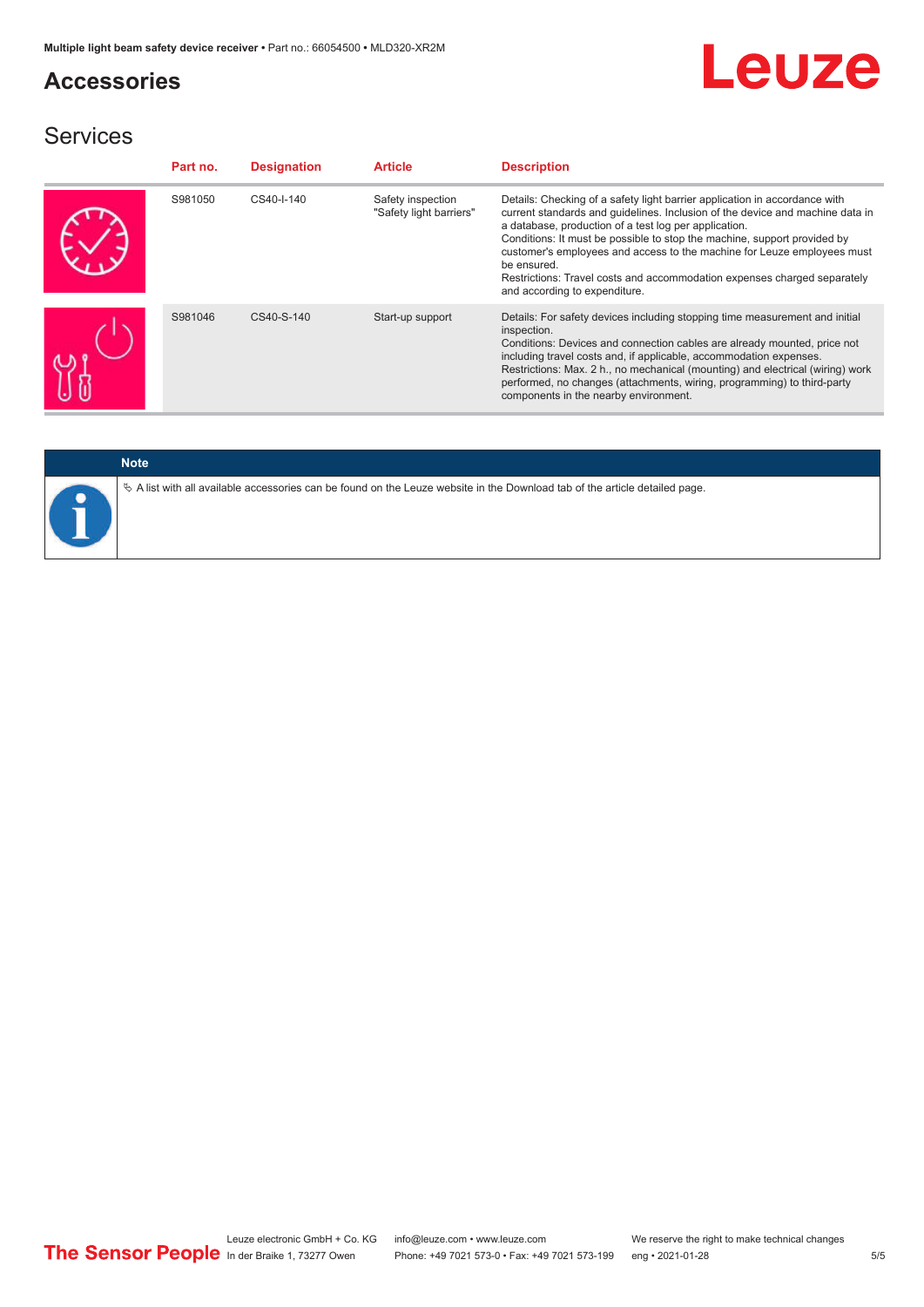## Accessories

### Services

| | Part no. | Designation | Article | Description |
| --- | --- | --- | --- | --- |
| | S981050 | CS40-I-140 | Safety inspection "Safety light barriers" | Details: Checking of a safety light barrier application in accordance with current standards and guidelines. Inclusion of the device and machine data in a database, production of a test log per application.<br>Conditions: It must be possible to stop the machine, support provided by customer's employees and access to the machine for Leuze employees must be ensured.<br>Restrictions: Travel costs and accommodation expenses charged separately and according to expenditure. |
| | S981046 | CS40-S-140 | Start-up support | Details: For safety devices including stopping time measurement and initial inspection.<br>Conditions: Devices and connection cables are already mounted, price not including travel costs and, if applicable, accommodation expenses.<br>Restrictions: Max. 2 h., no mechanical (mounting) and electrical (wiring) work performed, no changes (attachments, wiring, programming) to third-party components in the nearby environment. |

**Note**

↳ A list with all available accessories can be found on the Leuze website in the Download tab of the article detailed page.